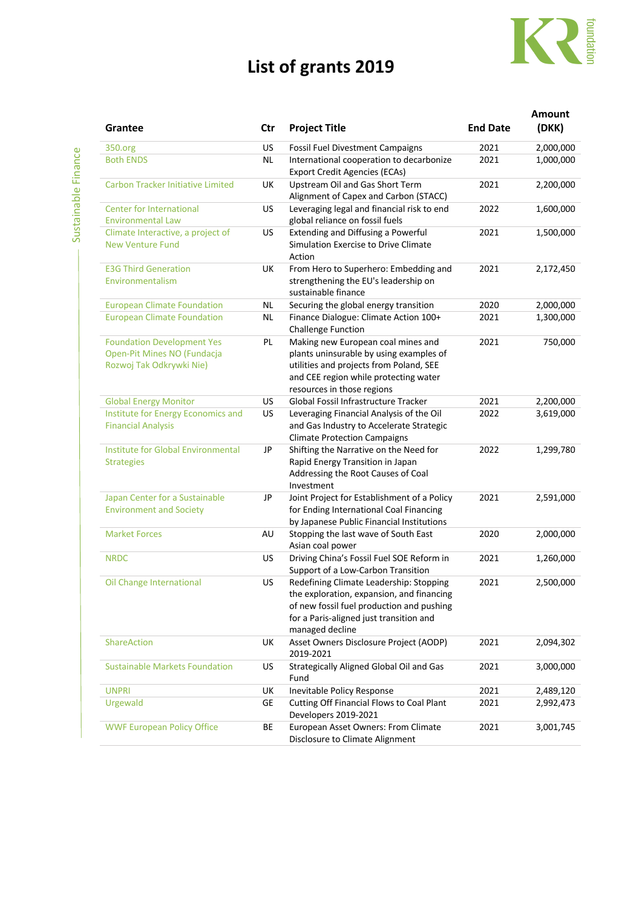# List of grants 2019

Sustainable Finance

| Grantee | Ctr | Project Title | End Date | Amount (DKK) |
|---|---|---|---|---|
| 350.org | US | Fossil Fuel Divestment Campaigns | 2021 | 2,000,000 |
| Both ENDS | NL | International cooperation to decarbonize Export Credit Agencies (ECAs) | 2021 | 1,000,000 |
| Carbon Tracker Initiative Limited | UK | Upstream Oil and Gas Short Term Alignment of Capex and Carbon (STACC) | 2021 | 2,200,000 |
| Center for International Environmental Law | US | Leveraging legal and financial risk to end global reliance on fossil fuels | 2022 | 1,600,000 |
| Climate Interactive, a project of New Venture Fund | US | Extending and Diffusing a Powerful Simulation Exercise to Drive Climate Action | 2021 | 1,500,000 |
| E3G Third Generation Environmentalism | UK | From Hero to Superhero: Embedding and strengthening the EU's leadership on sustainable finance | 2021 | 2,172,450 |
| European Climate Foundation | NL | Securing the global energy transition | 2020 | 2,000,000 |
| European Climate Foundation | NL | Finance Dialogue: Climate Action 100+ Challenge Function | 2021 | 1,300,000 |
| Foundation Development Yes Open-Pit Mines NO (Fundacja Rozwoj Tak Odkrywki Nie) | PL | Making new European coal mines and plants uninsurable by using examples of utilities and projects from Poland, SEE and CEE region while protecting water resources in those regions | 2021 | 750,000 |
| Global Energy Monitor | US | Global Fossil Infrastructure Tracker | 2021 | 2,200,000 |
| Institute for Energy Economics and Financial Analysis | US | Leveraging Financial Analysis of the Oil and Gas Industry to Accelerate Strategic Climate Protection Campaigns | 2022 | 3,619,000 |
| Institute for Global Environmental Strategies | JP | Shifting the Narrative on the Need for Rapid Energy Transition in Japan Addressing the Root Causes of Coal Investment | 2022 | 1,299,780 |
| Japan Center for a Sustainable Environment and Society | JP | Joint Project for Establishment of a Policy for Ending International Coal Financing by Japanese Public Financial Institutions | 2021 | 2,591,000 |
| Market Forces | AU | Stopping the last wave of South East Asian coal power | 2020 | 2,000,000 |
| NRDC | US | Driving China's Fossil Fuel SOE Reform in Support of a Low-Carbon Transition | 2021 | 1,260,000 |
| Oil Change International | US | Redefining Climate Leadership: Stopping the exploration, expansion, and financing of new fossil fuel production and pushing for a Paris-aligned just transition and managed decline | 2021 | 2,500,000 |
| ShareAction | UK | Asset Owners Disclosure Project (AODP) 2019-2021 | 2021 | 2,094,302 |
| Sustainable Markets Foundation | US | Strategically Aligned Global Oil and Gas Fund | 2021 | 3,000,000 |
| UNPRI | UK | Inevitable Policy Response | 2021 | 2,489,120 |
| Urgewald | GE | Cutting Off Financial Flows to Coal Plant Developers 2019-2021 | 2021 | 2,992,473 |
| WWF European Policy Office | BE | European Asset Owners: From Climate Disclosure to Climate Alignment | 2021 | 3,001,745 |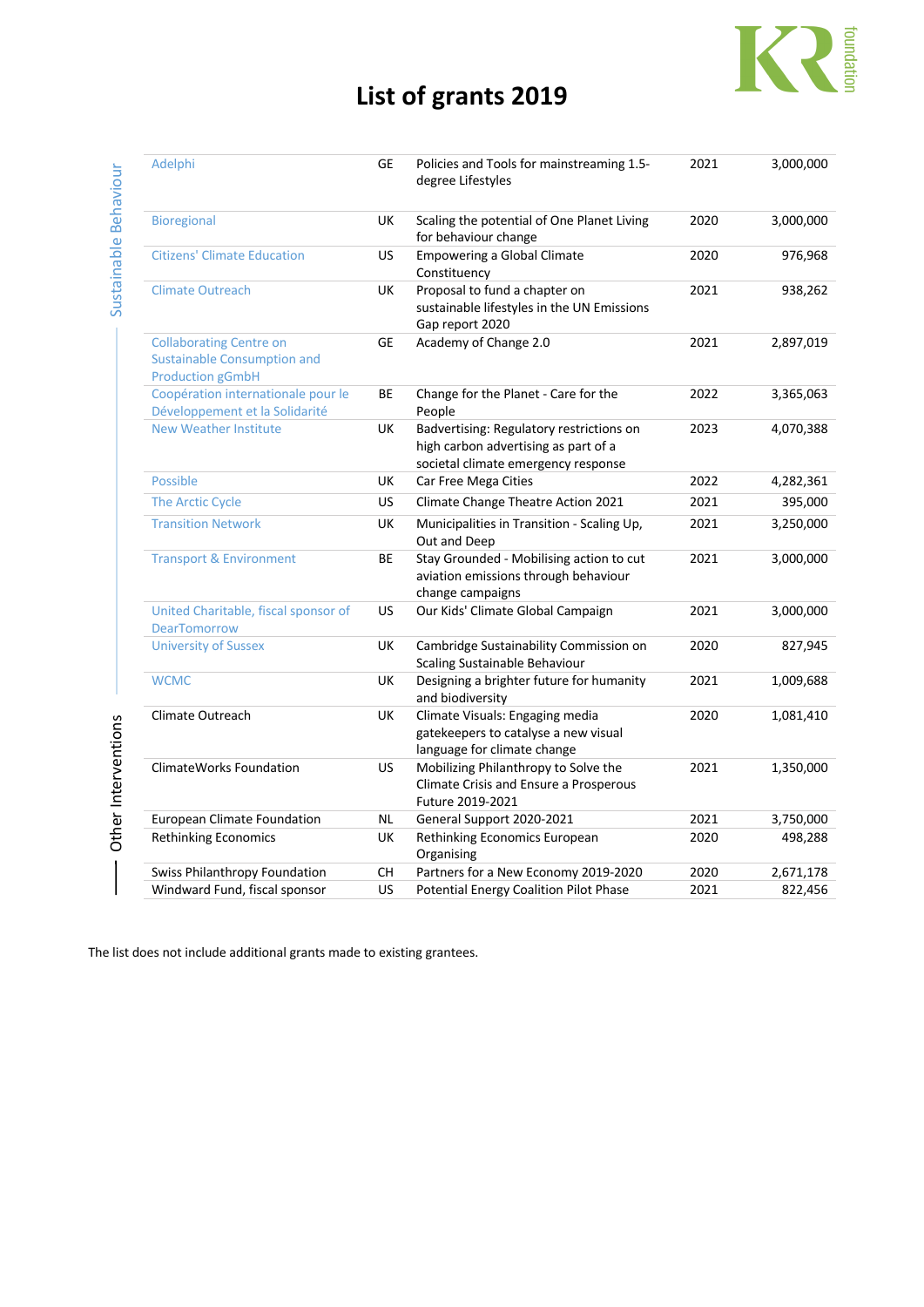# List of grants 2019

| | | | | | |
|---|---|---|---|---|---|
| Sustainable Behaviour | Adelphi | GE | Policies and Tools for mainstreaming 1.5-degree Lifestyles | 2021 | 3,000,000 |
| | Bioregional | UK | Scaling the potential of One Planet Living for behaviour change | 2020 | 3,000,000 |
| | Citizens' Climate Education | US | Empowering a Global Climate Constituency | 2020 | 976,968 |
| | Climate Outreach | UK | Proposal to fund a chapter on sustainable lifestyles in the UN Emissions Gap report 2020 | 2021 | 938,262 |
| | Collaborating Centre on Sustainable Consumption and Production gGmbH | GE | Academy of Change 2.0 | 2021 | 2,897,019 |
| | Coopération internationale pour le Développement et la Solidarité | BE | Change for the Planet - Care for the People | 2022 | 3,365,063 |
| | New Weather Institute | UK | Badvertising: Regulatory restrictions on high carbon advertising as part of a societal climate emergency response | 2023 | 4,070,388 |
| | Possible | UK | Car Free Mega Cities | 2022 | 4,282,361 |
| | The Arctic Cycle | US | Climate Change Theatre Action 2021 | 2021 | 395,000 |
| | Transition Network | UK | Municipalities in Transition - Scaling Up, Out and Deep | 2021 | 3,250,000 |
| | Transport & Environment | BE | Stay Grounded - Mobilising action to cut aviation emissions through behaviour change campaigns | 2021 | 3,000,000 |
| | United Charitable, fiscal sponsor of DearTomorrow | US | Our Kids' Climate Global Campaign | 2021 | 3,000,000 |
| | University of Sussex | UK | Cambridge Sustainability Commission on Scaling Sustainable Behaviour | 2020 | 827,945 |
| | WCMC | UK | Designing a brighter future for humanity and biodiversity | 2021 | 1,009,688 |
| Other Interventions | Climate Outreach | UK | Climate Visuals: Engaging media gatekeepers to catalyse a new visual language for climate change | 2020 | 1,081,410 |
| | ClimateWorks Foundation | US | Mobilizing Philanthropy to Solve the Climate Crisis and Ensure a Prosperous Future 2019-2021 | 2021 | 1,350,000 |
| | European Climate Foundation | NL | General Support 2020-2021 | 2021 | 3,750,000 |
| | Rethinking Economics | UK | Rethinking Economics European Organising | 2020 | 498,288 |
| | Swiss Philanthropy Foundation | CH | Partners for a New Economy 2019-2020 | 2020 | 2,671,178 |
| | Windward Fund, fiscal sponsor | US | Potential Energy Coalition Pilot Phase | 2021 | 822,456 |

The list does not include additional grants made to existing grantees.